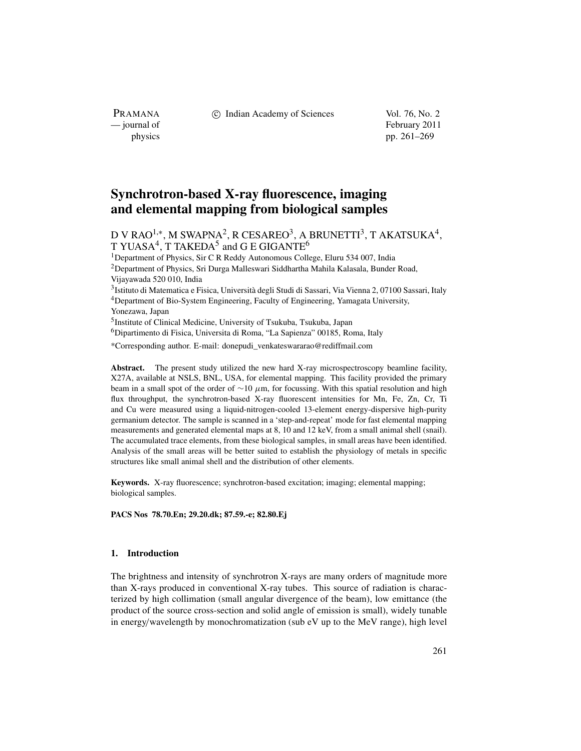# Synchrotron-based X-ray fluorescence, imaging and elemental mapping from biological samples

D V RAO[1,*], M SWAPNA[2], R CESAREO[3], A BRUNETTI[3], T AKATSUKA[4], T YUASA[4], T TAKEDA[5] and G E GIGANTE[6]

[1]Department of Physics, Sir C R Reddy Autonomous College, Eluru 534 007, India
[2]Department of Physics, Sri Durga Malleswari Siddhartha Mahila Kalasala, Bunder Road, Vijayawada 520 010, India
[3]Istituto di Matematica e Fisica, Università degli Studi di Sassari, Via Vienna 2, 07100 Sassari, Italy
[4]Department of Bio-System Engineering, Faculty of Engineering, Yamagata University, Yonezawa, Japan
[5]Institute of Clinical Medicine, University of Tsukuba, Tsukuba, Japan
[6]Dipartimento di Fisica, Universita di Roma, "La Sapienza" 00185, Roma, Italy

*Corresponding author. E-mail: donepudi_venkateswararao@rediffmail.com

**Abstract.** The present study utilized the new hard X-ray microspectroscopy beamline facility, X27A, available at NSLS, BNL, USA, for elemental mapping. This facility provided the primary beam in a small spot of the order of $\sim 10\ \mu$m, for focussing. With this spatial resolution and high flux throughput, the synchrotron-based X-ray fluorescent intensities for Mn, Fe, Zn, Cr, Ti and Cu were measured using a liquid-nitrogen-cooled 13-element energy-dispersive high-purity germanium detector. The sample is scanned in a 'step-and-repeat' mode for fast elemental mapping measurements and generated elemental maps at 8, 10 and 12 keV, from a small animal shell (snail). The accumulated trace elements, from these biological samples, in small areas have been identified. Analysis of the small areas will be better suited to establish the physiology of metals in specific structures like small animal shell and the distribution of other elements.

**Keywords.** X-ray fluorescence; synchrotron-based excitation; imaging; elemental mapping; biological samples.

**PACS Nos** 78.70.En; 29.20.dk; 87.59.-e; 82.80.Ej

## 1. Introduction

The brightness and intensity of synchrotron X-rays are many orders of magnitude more than X-rays produced in conventional X-ray tubes. This source of radiation is characterized by high collimation (small angular divergence of the beam), low emittance (the product of the source cross-section and solid angle of emission is small), widely tunable in energy/wavelength by monochromatization (sub eV up to the MeV range), high level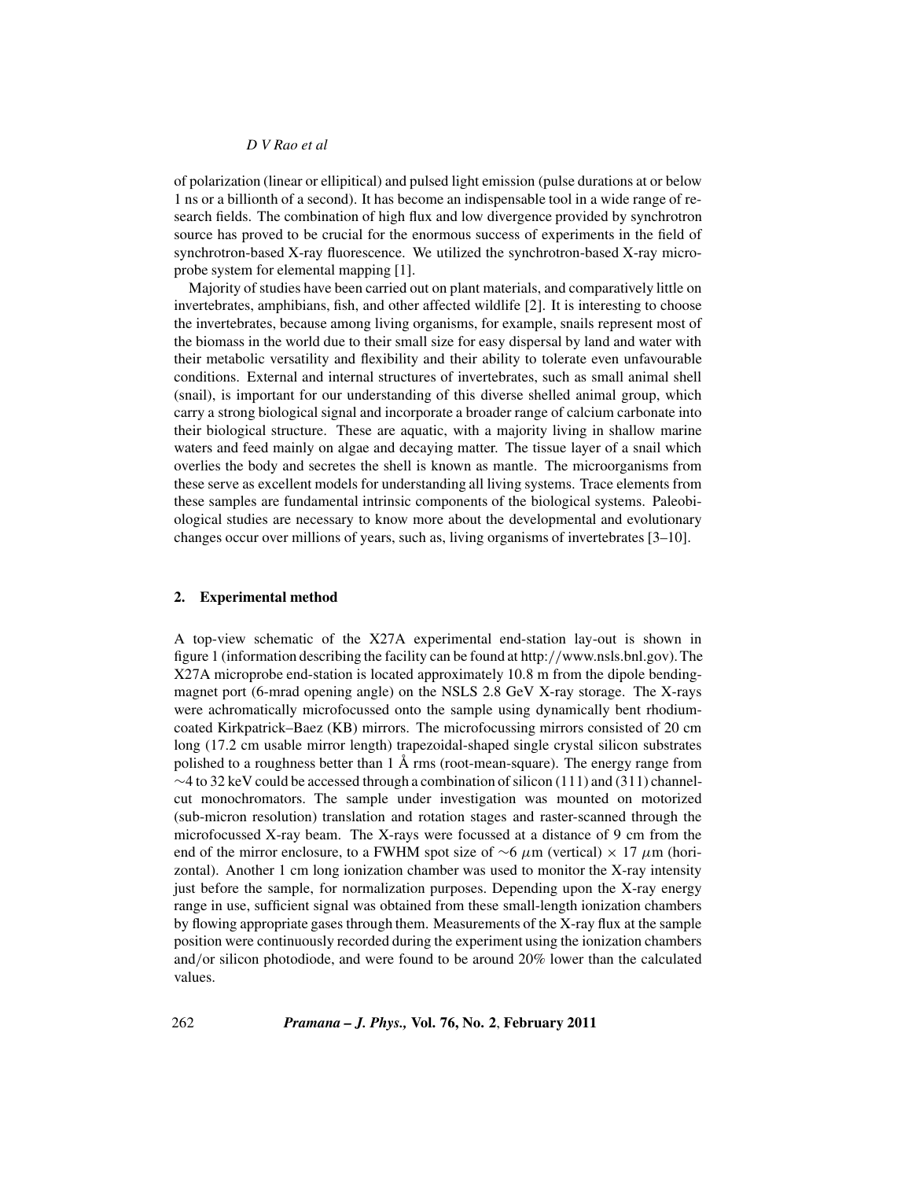of polarization (linear or ellipitical) and pulsed light emission (pulse durations at or below 1 ns or a billionth of a second). It has become an indispensable tool in a wide range of research fields. The combination of high flux and low divergence provided by synchrotron source has proved to be crucial for the enormous success of experiments in the field of synchrotron-based X-ray fluorescence. We utilized the synchrotron-based X-ray microprobe system for elemental mapping [1].

Majority of studies have been carried out on plant materials, and comparatively little on invertebrates, amphibians, fish, and other affected wildlife [2]. It is interesting to choose the invertebrates, because among living organisms, for example, snails represent most of the biomass in the world due to their small size for easy dispersal by land and water with their metabolic versatility and flexibility and their ability to tolerate even unfavourable conditions. External and internal structures of invertebrates, such as small animal shell (snail), is important for our understanding of this diverse shelled animal group, which carry a strong biological signal and incorporate a broader range of calcium carbonate into their biological structure. These are aquatic, with a majority living in shallow marine waters and feed mainly on algae and decaying matter. The tissue layer of a snail which overlies the body and secretes the shell is known as mantle. The microorganisms from these serve as excellent models for understanding all living systems. Trace elements from these samples are fundamental intrinsic components of the biological systems. Paleobiological studies are necessary to know more about the developmental and evolutionary changes occur over millions of years, such as, living organisms of invertebrates [3–10].

## 2. Experimental method

A top-view schematic of the X27A experimental end-station lay-out is shown in figure 1 (information describing the facility can be found at http://www.nsls.bnl.gov). The X27A microprobe end-station is located approximately 10.8 m from the dipole bending-magnet port (6-mrad opening angle) on the NSLS 2.8 GeV X-ray storage. The X-rays were achromatically microfocussed onto the sample using dynamically bent rhodium-coated Kirkpatrick–Baez (KB) mirrors. The microfocussing mirrors consisted of 20 cm long (17.2 cm usable mirror length) trapezoidal-shaped single crystal silicon substrates polished to a roughness better than 1 Å rms (root-mean-square). The energy range from ∼4 to 32 keV could be accessed through a combination of silicon (111) and (311) channel-cut monochromators. The sample under investigation was mounted on motorized (sub-micron resolution) translation and rotation stages and raster-scanned through the microfocussed X-ray beam. The X-rays were focussed at a distance of 9 cm from the end of the mirror enclosure, to a FWHM spot size of $\sim 6\ \mu$m (vertical) $\times$ 17 $\mu$m (horizontal). Another 1 cm long ionization chamber was used to monitor the X-ray intensity just before the sample, for normalization purposes. Depending upon the X-ray energy range in use, sufficient signal was obtained from these small-length ionization chambers by flowing appropriate gases through them. Measurements of the X-ray flux at the sample position were continuously recorded during the experiment using the ionization chambers and/or silicon photodiode, and were found to be around 20% lower than the calculated values.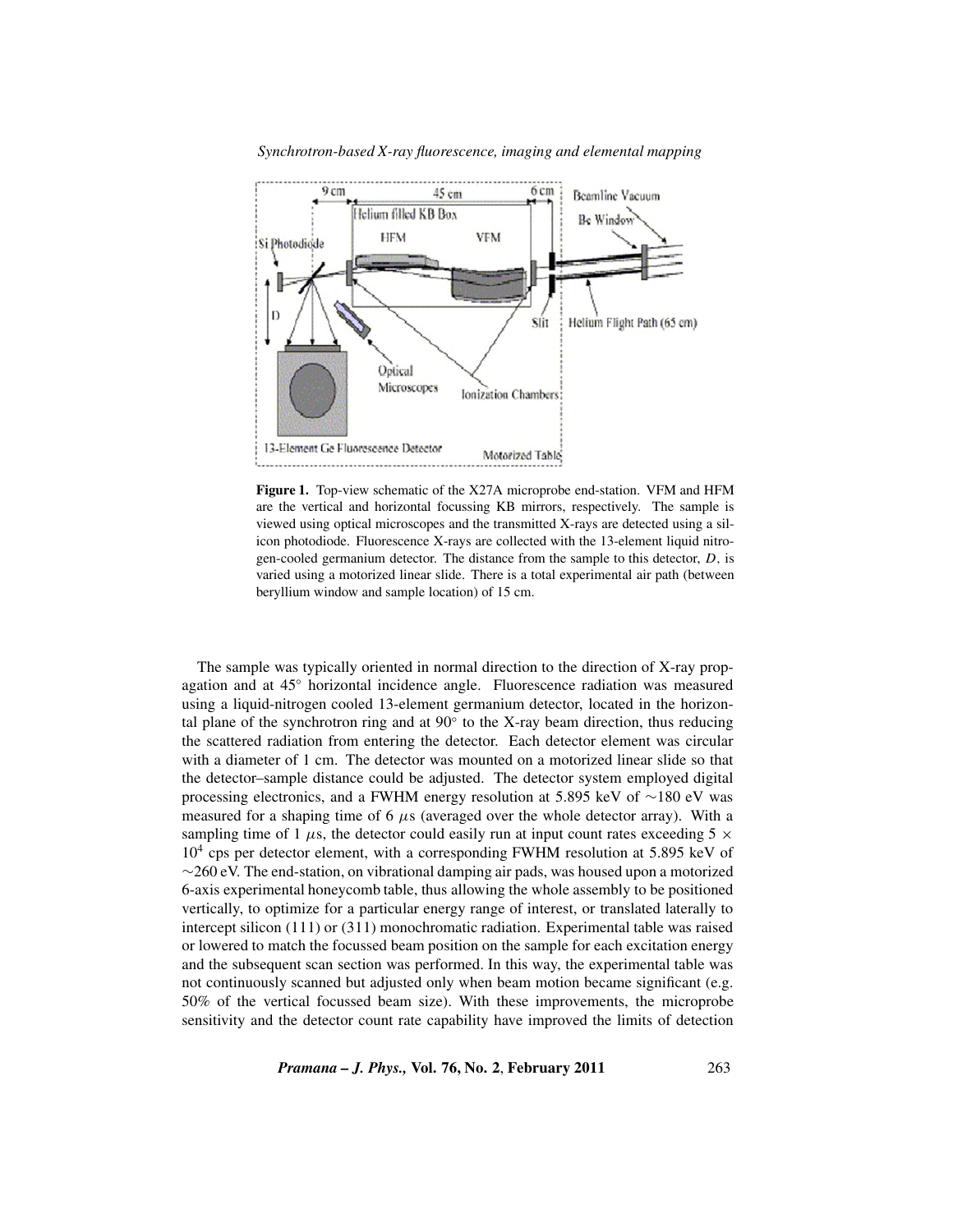**Figure 1.** Top-view schematic of the X27A microprobe end-station. VFM and HFM are the vertical and horizontal focussing KB mirrors, respectively. The sample is viewed using optical microscopes and the transmitted X-rays are detected using a silicon photodiode. Fluorescence X-rays are collected with the 13-element liquid nitrogen-cooled germanium detector. The distance from the sample to this detector, $D$, is varied using a motorized linear slide. There is a total experimental air path (between beryllium window and sample location) of 15 cm.

The sample was typically oriented in normal direction to the direction of X-ray propagation and at 45° horizontal incidence angle. Fluorescence radiation was measured using a liquid-nitrogen cooled 13-element germanium detector, located in the horizontal plane of the synchrotron ring and at 90° to the X-ray beam direction, thus reducing the scattered radiation from entering the detector. Each detector element was circular with a diameter of 1 cm. The detector was mounted on a motorized linear slide so that the detector–sample distance could be adjusted. The detector system employed digital processing electronics, and a FWHM energy resolution at 5.895 keV of ~180 eV was measured for a shaping time of 6 $\mu$s (averaged over the whole detector array). With a sampling time of 1 $\mu$s, the detector could easily run at input count rates exceeding $5 \times 10^4$ cps per detector element, with a corresponding FWHM resolution at 5.895 keV of ~260 eV. The end-station, on vibrational damping air pads, was housed upon a motorized 6-axis experimental honeycomb table, thus allowing the whole assembly to be positioned vertically, to optimize for a particular energy range of interest, or translated laterally to intercept silicon (111) or (311) monochromatic radiation. Experimental table was raised or lowered to match the focussed beam position on the sample for each excitation energy and the subsequent scan section was performed. In this way, the experimental table was not continuously scanned but adjusted only when beam motion became significant (e.g. 50% of the vertical focussed beam size). With these improvements, the microprobe sensitivity and the detector count rate capability have improved the limits of detection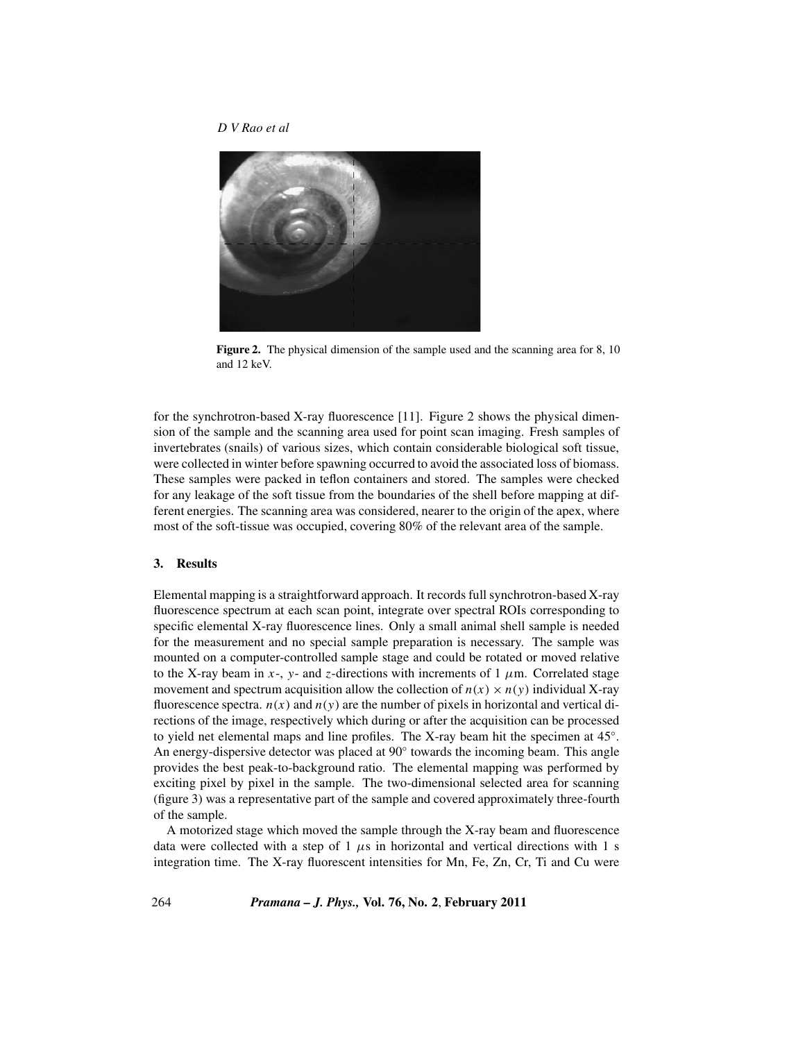Figure 2. The physical dimension of the sample used and the scanning area for 8, 10 and 12 keV.

for the synchrotron-based X-ray fluorescence [11]. Figure 2 shows the physical dimension of the sample and the scanning area used for point scan imaging. Fresh samples of invertebrates (snails) of various sizes, which contain considerable biological soft tissue, were collected in winter before spawning occurred to avoid the associated loss of biomass. These samples were packed in teflon containers and stored. The samples were checked for any leakage of the soft tissue from the boundaries of the shell before mapping at different energies. The scanning area was considered, nearer to the origin of the apex, where most of the soft-tissue was occupied, covering 80% of the relevant area of the sample.

## 3. Results

Elemental mapping is a straightforward approach. It records full synchrotron-based X-ray fluorescence spectrum at each scan point, integrate over spectral ROIs corresponding to specific elemental X-ray fluorescence lines. Only a small animal shell sample is needed for the measurement and no special sample preparation is necessary. The sample was mounted on a computer-controlled sample stage and could be rotated or moved relative to the X-ray beam in $x$-, $y$- and $z$-directions with increments of 1 $\mu$m. Correlated stage movement and spectrum acquisition allow the collection of $n(x) \times n(y)$ individual X-ray fluorescence spectra. $n(x)$ and $n(y)$ are the number of pixels in horizontal and vertical directions of the image, respectively which during or after the acquisition can be processed to yield net elemental maps and line profiles. The X-ray beam hit the specimen at 45°. An energy-dispersive detector was placed at 90° towards the incoming beam. This angle provides the best peak-to-background ratio. The elemental mapping was performed by exciting pixel by pixel in the sample. The two-dimensional selected area for scanning (figure 3) was a representative part of the sample and covered approximately three-fourth of the sample.

A motorized stage which moved the sample through the X-ray beam and fluorescence data were collected with a step of 1 $\mu$s in horizontal and vertical directions with 1 s integration time. The X-ray fluorescent intensities for Mn, Fe, Zn, Cr, Ti and Cu were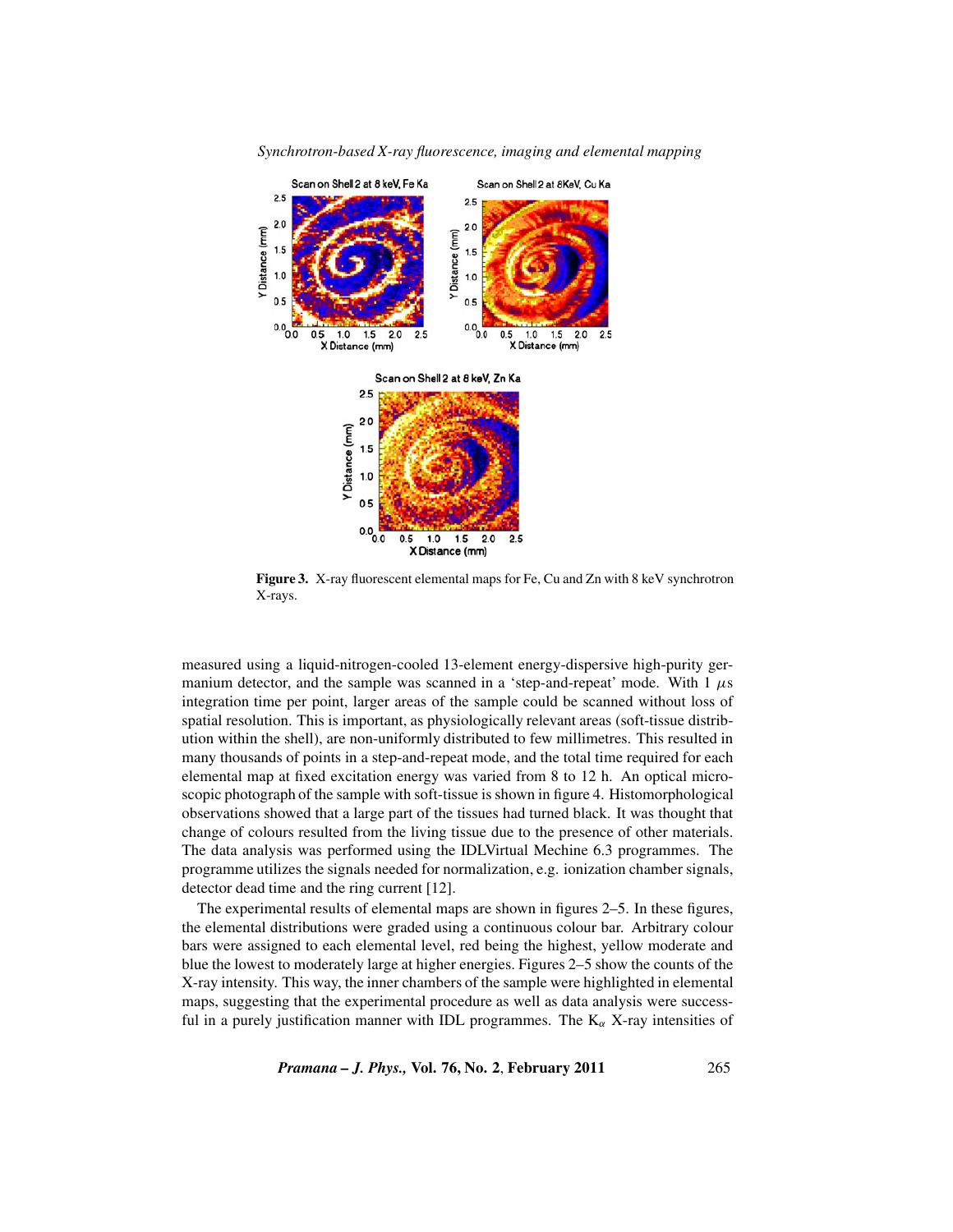**Figure 3.** X-ray fluorescent elemental maps for Fe, Cu and Zn with 8 keV synchrotron X-rays.

measured using a liquid-nitrogen-cooled 13-element energy-dispersive high-purity germanium detector, and the sample was scanned in a 'step-and-repeat' mode. With 1 $\mu$s integration time per point, larger areas of the sample could be scanned without loss of spatial resolution. This is important, as physiologically relevant areas (soft-tissue distribution within the shell), are non-uniformly distributed to few millimetres. This resulted in many thousands of points in a step-and-repeat mode, and the total time required for each elemental map at fixed excitation energy was varied from 8 to 12 h. An optical microscopic photograph of the sample with soft-tissue is shown in figure 4. Histomorphological observations showed that a large part of the tissues had turned black. It was thought that change of colours resulted from the living tissue due to the presence of other materials. The data analysis was performed using the IDLVirtual Mechine 6.3 programmes. The programme utilizes the signals needed for normalization, e.g. ionization chamber signals, detector dead time and the ring current [12].

The experimental results of elemental maps are shown in figures 2–5. In these figures, the elemental distributions were graded using a continuous colour bar. Arbitrary colour bars were assigned to each elemental level, red being the highest, yellow moderate and blue the lowest to moderately large at higher energies. Figures 2–5 show the counts of the X-ray intensity. This way, the inner chambers of the sample were highlighted in elemental maps, suggesting that the experimental procedure as well as data analysis were successful in a purely justification manner with IDL programmes. The $K_\alpha$ X-ray intensities of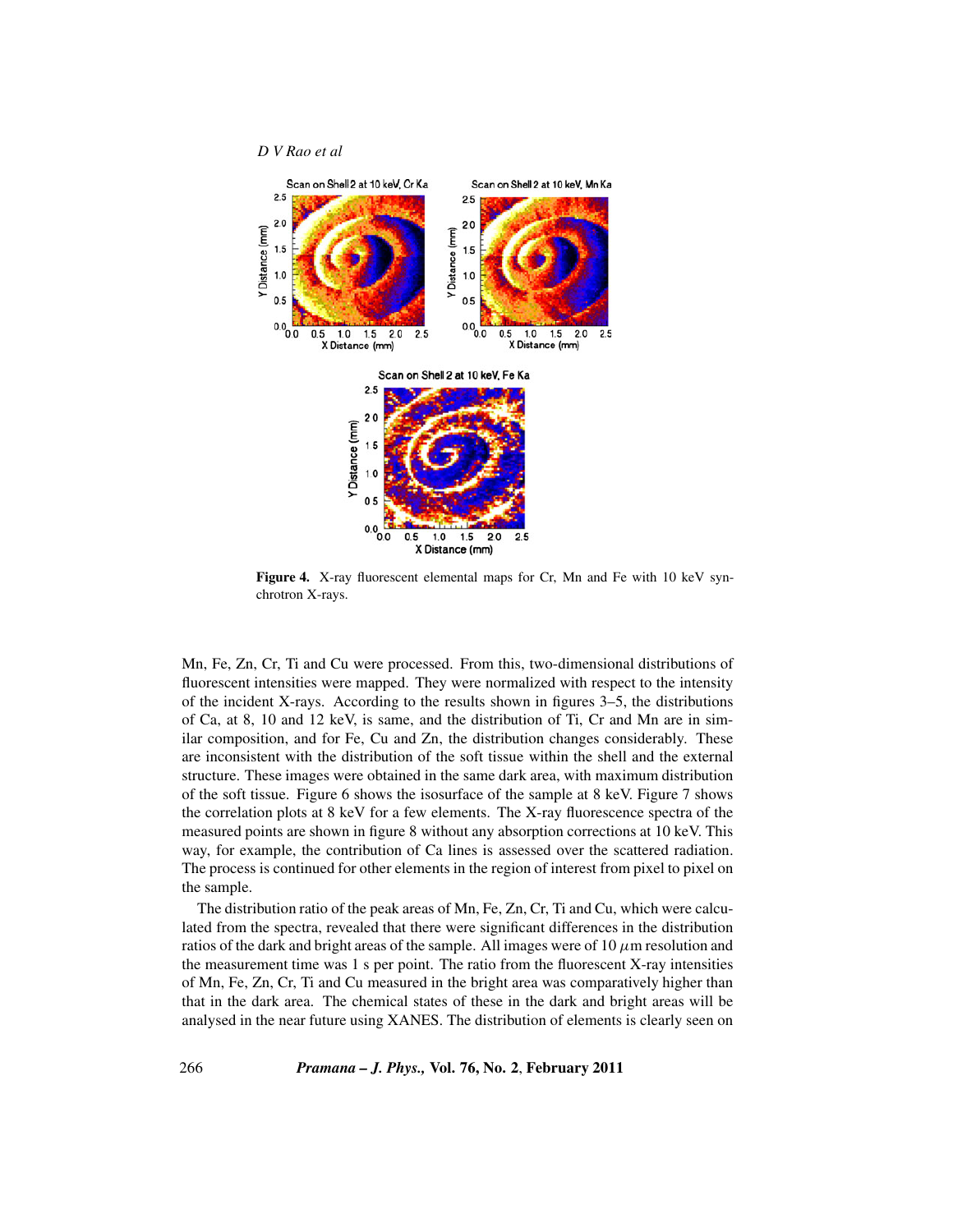**Figure 4.** X-ray fluorescent elemental maps for Cr, Mn and Fe with 10 keV synchrotron X-rays.

Mn, Fe, Zn, Cr, Ti and Cu were processed. From this, two-dimensional distributions of fluorescent intensities were mapped. They were normalized with respect to the intensity of the incident X-rays. According to the results shown in figures 3–5, the distributions of Ca, at 8, 10 and 12 keV, is same, and the distribution of Ti, Cr and Mn are in similar composition, and for Fe, Cu and Zn, the distribution changes considerably. These are inconsistent with the distribution of the soft tissue within the shell and the external structure. These images were obtained in the same dark area, with maximum distribution of the soft tissue. Figure 6 shows the isosurface of the sample at 8 keV. Figure 7 shows the correlation plots at 8 keV for a few elements. The X-ray fluorescence spectra of the measured points are shown in figure 8 without any absorption corrections at 10 keV. This way, for example, the contribution of Ca lines is assessed over the scattered radiation. The process is continued for other elements in the region of interest from pixel to pixel on the sample.

The distribution ratio of the peak areas of Mn, Fe, Zn, Cr, Ti and Cu, which were calculated from the spectra, revealed that there were significant differences in the distribution ratios of the dark and bright areas of the sample. All images were of 10 $\mu$m resolution and the measurement time was 1 s per point. The ratio from the fluorescent X-ray intensities of Mn, Fe, Zn, Cr, Ti and Cu measured in the bright area was comparatively higher than that in the dark area. The chemical states of these in the dark and bright areas will be analysed in the near future using XANES. The distribution of elements is clearly seen on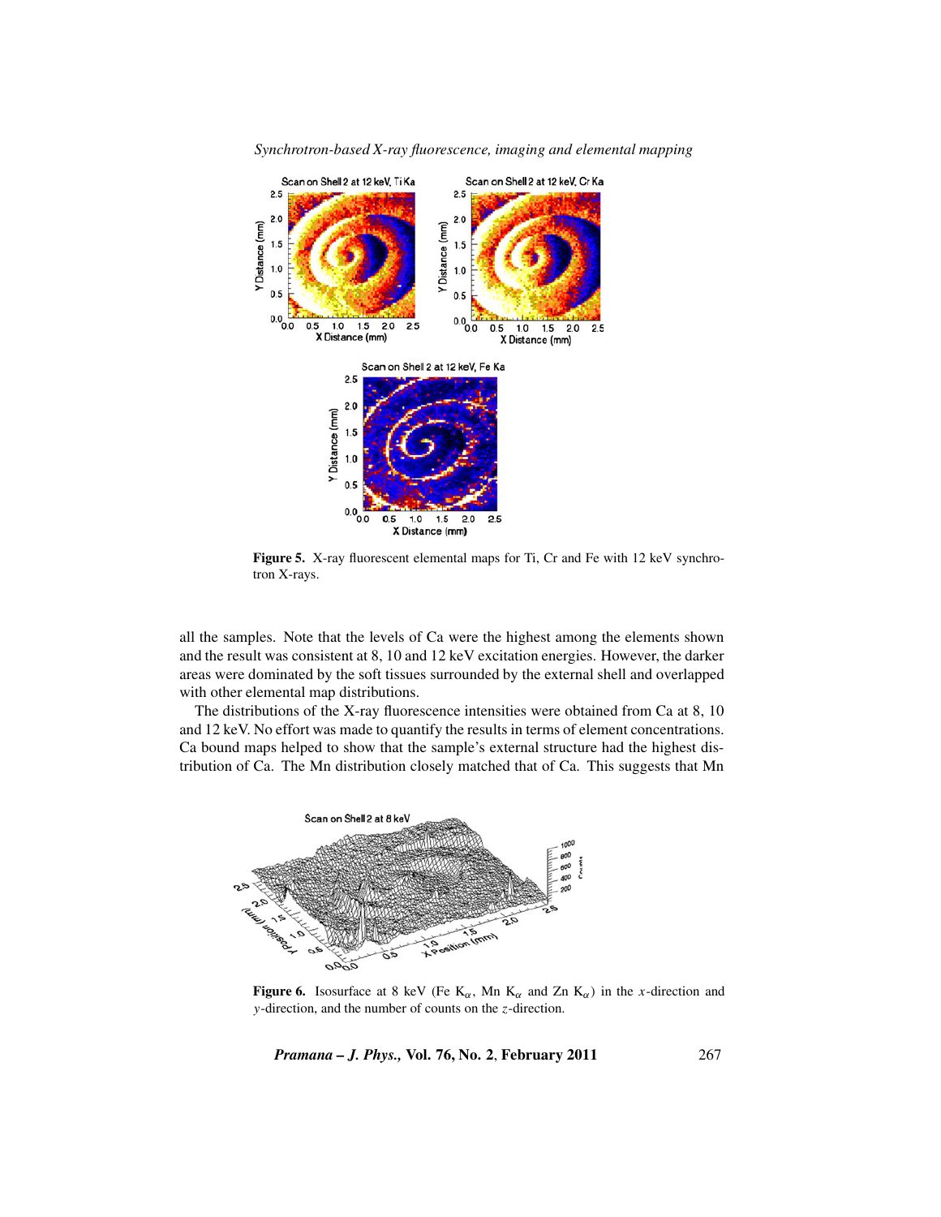**Figure 5.** X-ray fluorescent elemental maps for Ti, Cr and Fe with 12 keV synchrotron X-rays.

all the samples. Note that the levels of Ca were the highest among the elements shown and the result was consistent at 8, 10 and 12 keV excitation energies. However, the darker areas were dominated by the soft tissues surrounded by the external shell and overlapped with other elemental map distributions.

The distributions of the X-ray fluorescence intensities were obtained from Ca at 8, 10 and 12 keV. No effort was made to quantify the results in terms of element concentrations. Ca bound maps helped to show that the sample's external structure had the highest distribution of Ca. The Mn distribution closely matched that of Ca. This suggests that Mn

**Figure 6.** Isosurface at 8 keV (Fe $K_\alpha$, Mn $K_\alpha$ and Zn $K_\alpha$) in the $x$-direction and $y$-direction, and the number of counts on the $z$-direction.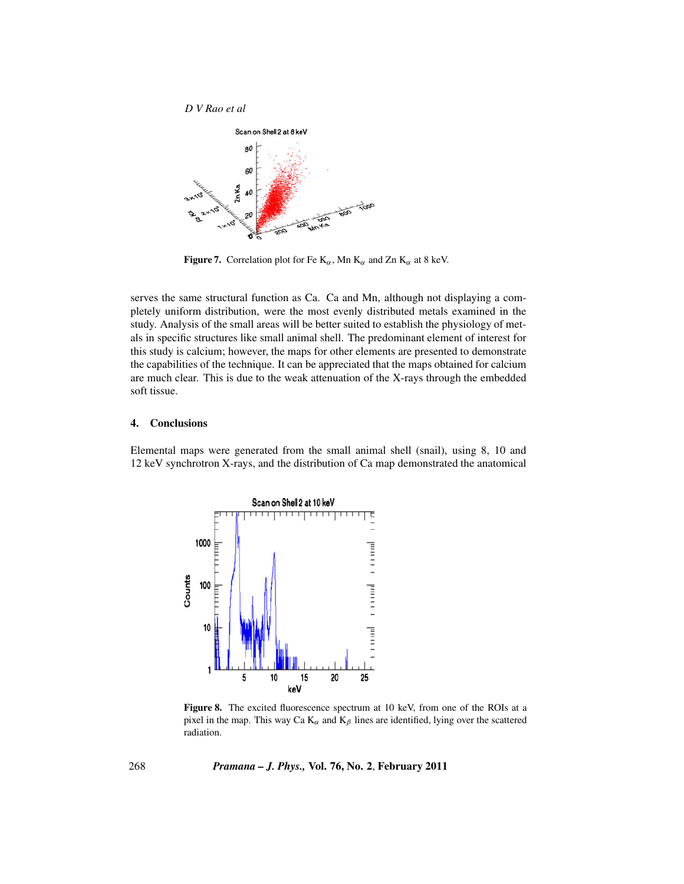**Figure 7.** Correlation plot for Fe $K_\alpha$, Mn $K_\alpha$ and Zn $K_\alpha$ at 8 keV.

serves the same structural function as Ca. Ca and Mn, although not displaying a completely uniform distribution, were the most evenly distributed metals examined in the study. Analysis of the small areas will be better suited to establish the physiology of metals in specific structures like small animal shell. The predominant element of interest for this study is calcium; however, the maps for other elements are presented to demonstrate the capabilities of the technique. It can be appreciated that the maps obtained for calcium are much clear. This is due to the weak attenuation of the X-rays through the embedded soft tissue.

## 4. Conclusions

Elemental maps were generated from the small animal shell (snail), using 8, 10 and 12 keV synchrotron X-rays, and the distribution of Ca map demonstrated the anatomical

**Figure 8.** The excited fluorescence spectrum at 10 keV, from one of the ROIs at a pixel in the map. This way Ca $K_\alpha$ and $K_\beta$ lines are identified, lying over the scattered radiation.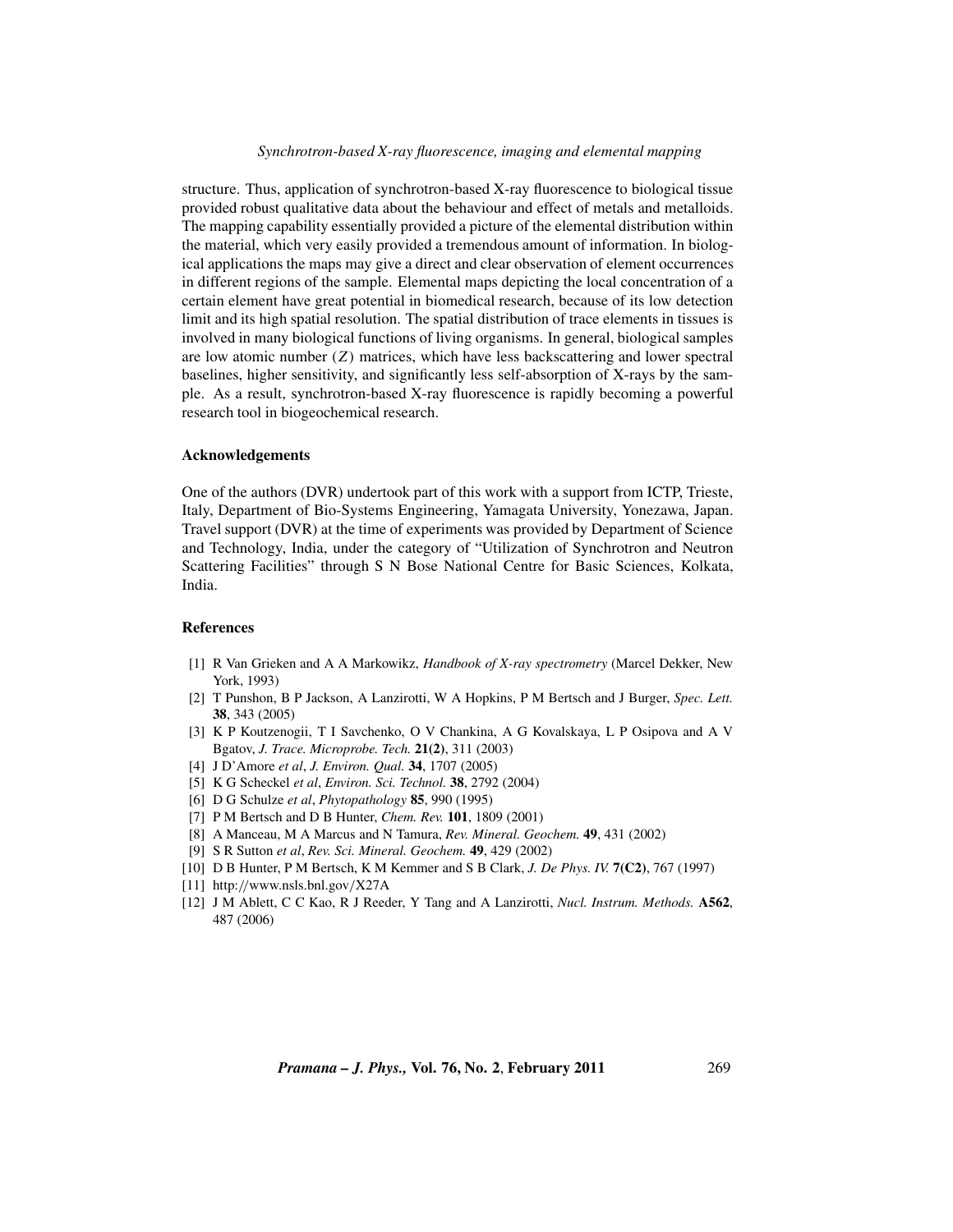structure. Thus, application of synchrotron-based X-ray fluorescence to biological tissue provided robust qualitative data about the behaviour and effect of metals and metalloids. The mapping capability essentially provided a picture of the elemental distribution within the material, which very easily provided a tremendous amount of information. In biological applications the maps may give a direct and clear observation of element occurrences in different regions of the sample. Elemental maps depicting the local concentration of a certain element have great potential in biomedical research, because of its low detection limit and its high spatial resolution. The spatial distribution of trace elements in tissues is involved in many biological functions of living organisms. In general, biological samples are low atomic number ($Z$) matrices, which have less backscattering and lower spectral baselines, higher sensitivity, and significantly less self-absorption of X-rays by the sample. As a result, synchrotron-based X-ray fluorescence is rapidly becoming a powerful research tool in biogeochemical research.

### Acknowledgements

One of the authors (DVR) undertook part of this work with a support from ICTP, Trieste, Italy, Department of Bio-Systems Engineering, Yamagata University, Yonezawa, Japan. Travel support (DVR) at the time of experiments was provided by Department of Science and Technology, India, under the category of "Utilization of Synchrotron and Neutron Scattering Facilities" through S N Bose National Centre for Basic Sciences, Kolkata, India.

### References

[1] R Van Grieken and A A Markowikz, *Handbook of X-ray spectrometry* (Marcel Dekker, New York, 1993)

[2] T Punshon, B P Jackson, A Lanzirotti, W A Hopkins, P M Bertsch and J Burger, *Spec. Lett.* **38**, 343 (2005)

[3] K P Koutzenogii, T I Savchenko, O V Chankina, A G Kovalskaya, L P Osipova and A V Bgatov, *J. Trace. Microprobe. Tech.* **21(2)**, 311 (2003)

[4] J D'Amore *et al*, *J. Environ. Qual.* **34**, 1707 (2005)

[5] K G Scheckel *et al*, *Environ. Sci. Technol.* **38**, 2792 (2004)

[6] D G Schulze *et al*, *Phytopathology* **85**, 990 (1995)

[7] P M Bertsch and D B Hunter, *Chem. Rev.* **101**, 1809 (2001)

[8] A Manceau, M A Marcus and N Tamura, *Rev. Mineral. Geochem.* **49**, 431 (2002)

[9] S R Sutton *et al*, *Rev. Sci. Mineral. Geochem.* **49**, 429 (2002)

[10] D B Hunter, P M Bertsch, K M Kemmer and S B Clark, *J. De Phys. IV.* **7(C2)**, 767 (1997)

[11] http://www.nsls.bnl.gov/X27A

[12] J M Ablett, C C Kao, R J Reeder, Y Tang and A Lanzirotti, *Nucl. Instrum. Methods.* **A562**, 487 (2006)